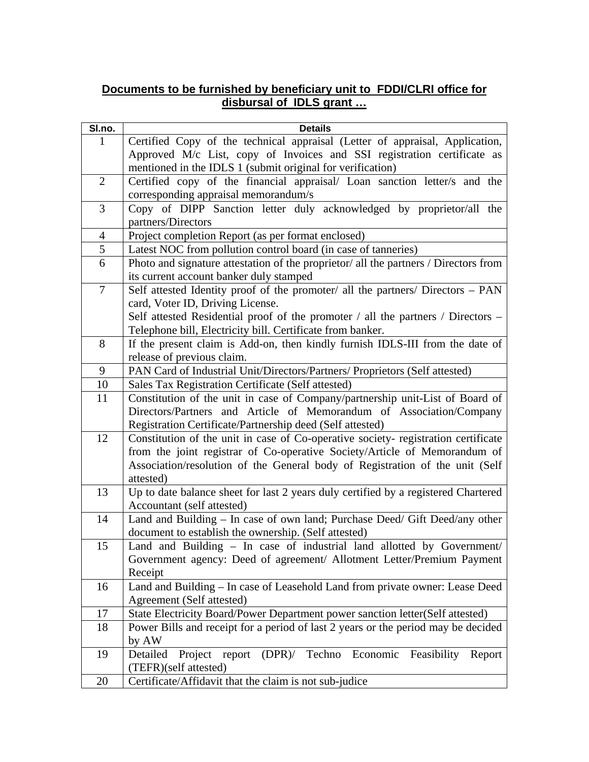## **Documents to be furnished by beneficiary unit to FDDI/CLRI office for disbursal of IDLS grant …**

| Sl.no. | Details |
|---|---|
| 1 | Certified Copy of the technical appraisal (Letter of appraisal, Application, Approved M/c List, copy of Invoices and SSI registration certificate as mentioned in the IDLS 1 (submit original for verification) |
| 2 | Certified copy of the financial appraisal/ Loan sanction letter/s and the corresponding appraisal memorandum/s |
| 3 | Copy of DIPP Sanction letter duly acknowledged by proprietor/all the partners/Directors |
| 4 | Project completion Report (as per format enclosed) |
| 5 | Latest NOC from pollution control board (in case of tanneries) |
| 6 | Photo and signature attestation of the proprietor/ all the partners / Directors from its current account banker duly stamped |
| 7 | Self attested Identity proof of the promoter/ all the partners/ Directors – PAN card, Voter ID, Driving License.<br>Self attested Residential proof of the promoter / all the partners / Directors – Telephone bill, Electricity bill. Certificate from banker. |
| 8 | If the present claim is Add-on, then kindly furnish IDLS-III from the date of release of previous claim. |
| 9 | PAN Card of Industrial Unit/Directors/Partners/ Proprietors (Self attested) |
| 10 | Sales Tax Registration Certificate (Self attested) |
| 11 | Constitution of the unit in case of Company/partnership unit-List of Board of Directors/Partners and Article of Memorandum of Association/Company Registration Certificate/Partnership deed (Self attested) |
| 12 | Constitution of the unit in case of Co-operative society- registration certificate from the joint registrar of Co-operative Society/Article of Memorandum of Association/resolution of the General body of Registration of the unit (Self attested) |
| 13 | Up to date balance sheet for last 2 years duly certified by a registered Chartered Accountant (self attested) |
| 14 | Land and Building – In case of own land; Purchase Deed/ Gift Deed/any other document to establish the ownership. (Self attested) |
| 15 | Land and Building – In case of industrial land allotted by Government/ Government agency: Deed of agreement/ Allotment Letter/Premium Payment Receipt |
| 16 | Land and Building – In case of Leasehold Land from private owner: Lease Deed Agreement (Self attested) |
| 17 | State Electricity Board/Power Department power sanction letter(Self attested) |
| 18 | Power Bills and receipt for a period of last 2 years or the period may be decided by AW |
| 19 | Detailed Project report (DPR)/ Techno Economic Feasibility Report (TEFR)(self attested) |
| 20 | Certificate/Affidavit that the claim is not sub-judice |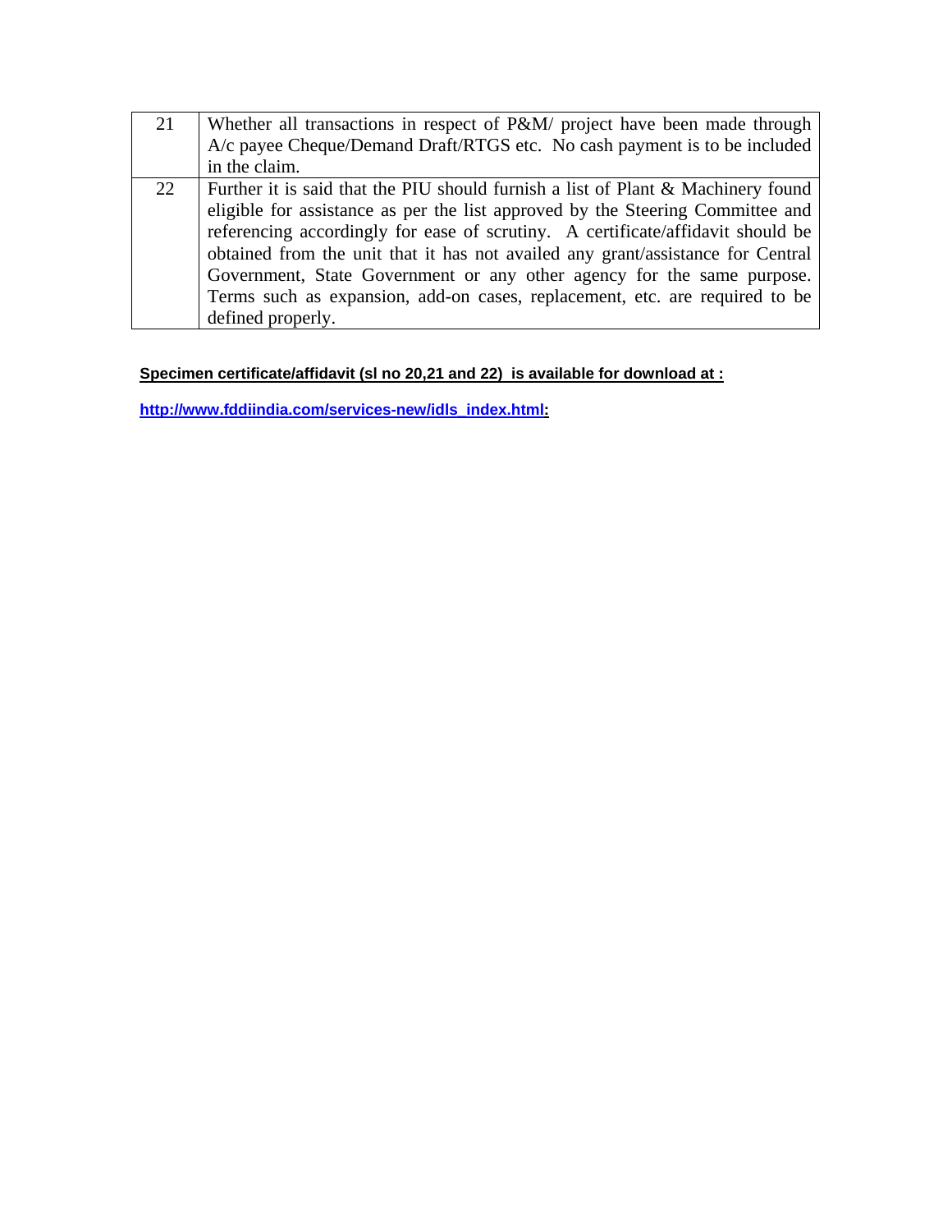| | |
|---|---|
| 21 | Whether all transactions in respect of P&M/ project have been made through A/c payee Cheque/Demand Draft/RTGS etc. No cash payment is to be included in the claim. |
| 22 | Further it is said that the PIU should furnish a list of Plant & Machinery found eligible for assistance as per the list approved by the Steering Committee and referencing accordingly for ease of scrutiny. A certificate/affidavit should be obtained from the unit that it has not availed any grant/assistance for Central Government, State Government or any other agency for the same purpose. Terms such as expansion, add-on cases, replacement, etc. are required to be defined properly. |

**Specimen certificate/affidavit (sl no 20,21 and 22) is available for download at :**

**http://www.fddiindia.com/services-new/idls_index.html:**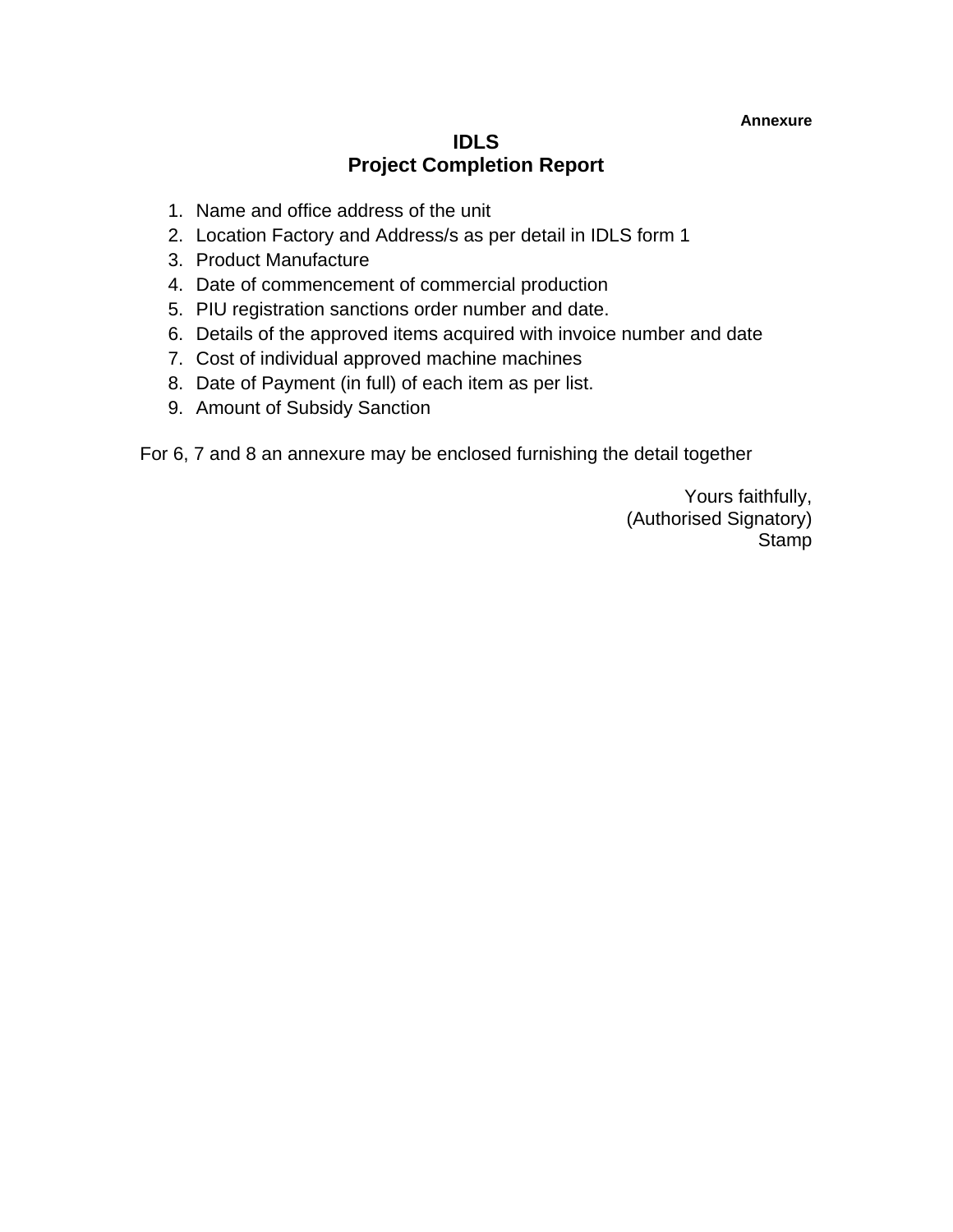**Annexure**

# IDLS
## Project Completion Report

1. Name and office address of the unit
2. Location Factory and Address/s as per detail in IDLS form 1
3. Product Manufacture
4. Date of commencement of commercial production
5. PIU registration sanctions order number and date.
6. Details of the approved items acquired with invoice number and date
7. Cost of individual approved machine machines
8. Date of Payment (in full) of each item as per list.
9. Amount of Subsidy Sanction

For 6, 7 and 8 an annexure may be enclosed furnishing the detail together

Yours faithfully,
(Authorised Signatory)
Stamp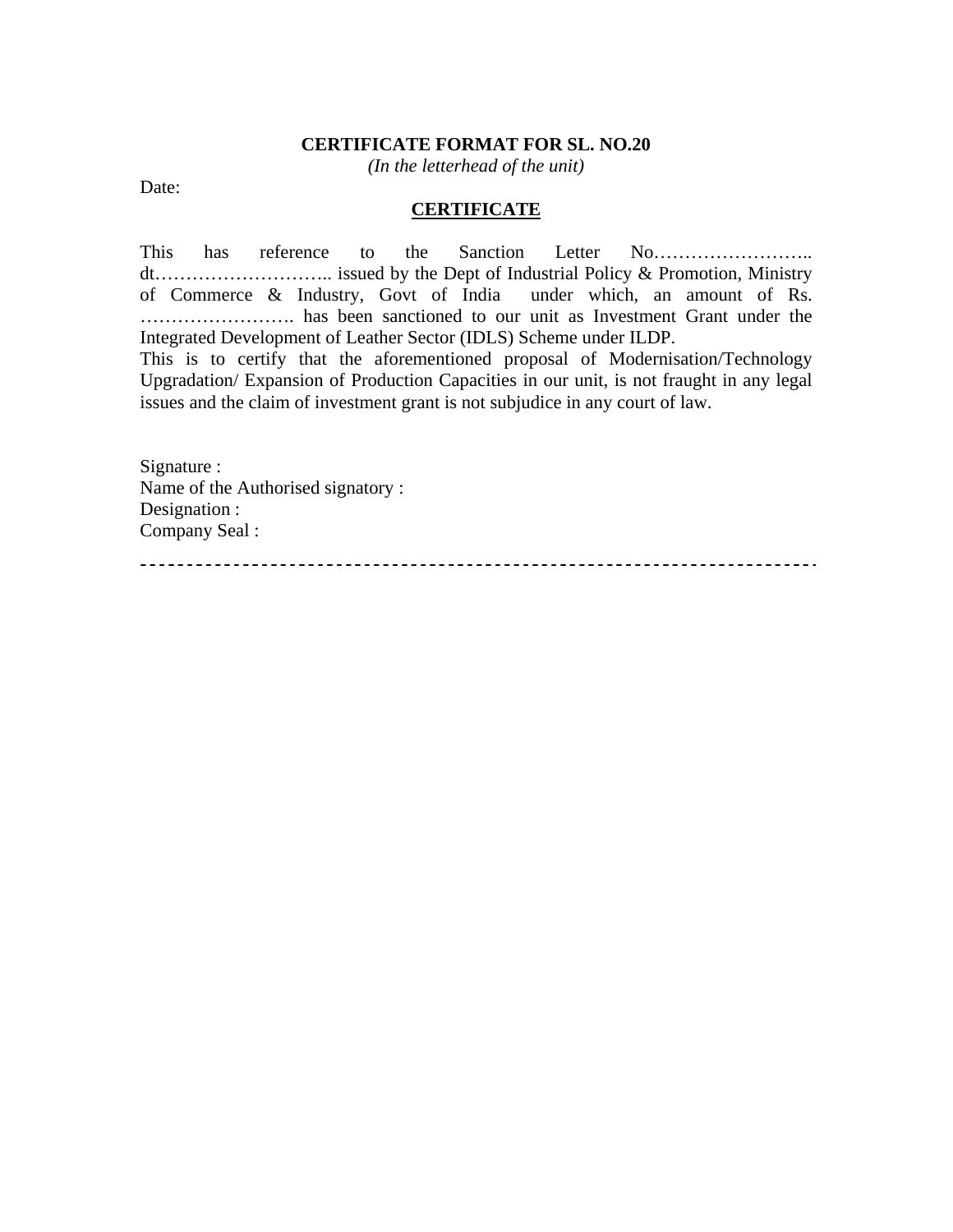**CERTIFICATE FORMAT FOR SL. NO.20**
*(In the letterhead of the unit)*

Date:

**CERTIFICATE**

This has reference to the Sanction Letter No…………………….. dt……………………….. issued by the Dept of Industrial Policy & Promotion, Ministry of Commerce & Industry, Govt of India under which, an amount of Rs. ……………………. has been sanctioned to our unit as Investment Grant under the Integrated Development of Leather Sector (IDLS) Scheme under ILDP.

This is to certify that the aforementioned proposal of Modernisation/Technology Upgradation/ Expansion of Production Capacities in our unit, is not fraught in any legal issues and the claim of investment grant is not subjudice in any court of law.

Signature :
Name of the Authorised signatory :
Designation :
Company Seal :

---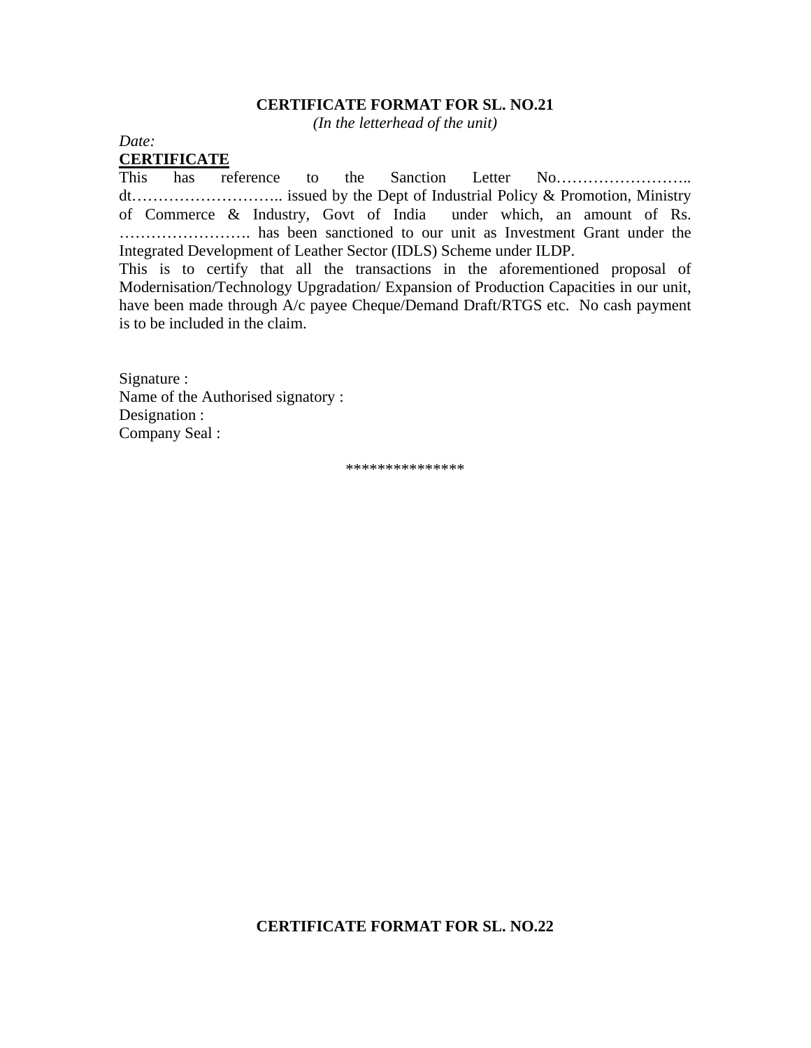**CERTIFICATE FORMAT FOR SL. NO.21**

*(In the letterhead of the unit)*

*Date:*

**CERTIFICATE**

This has reference to the Sanction Letter No…………………….. dt……………………….. issued by the Dept of Industrial Policy & Promotion, Ministry of Commerce & Industry, Govt of India under which, an amount of Rs. ……………………. has been sanctioned to our unit as Investment Grant under the Integrated Development of Leather Sector (IDLS) Scheme under ILDP.

This is to certify that all the transactions in the aforementioned proposal of Modernisation/Technology Upgradation/ Expansion of Production Capacities in our unit, have been made through A/c payee Cheque/Demand Draft/RTGS etc. No cash payment is to be included in the claim.

Signature :
Name of the Authorised signatory :
Designation :
Company Seal :

***************

**CERTIFICATE FORMAT FOR SL. NO.22**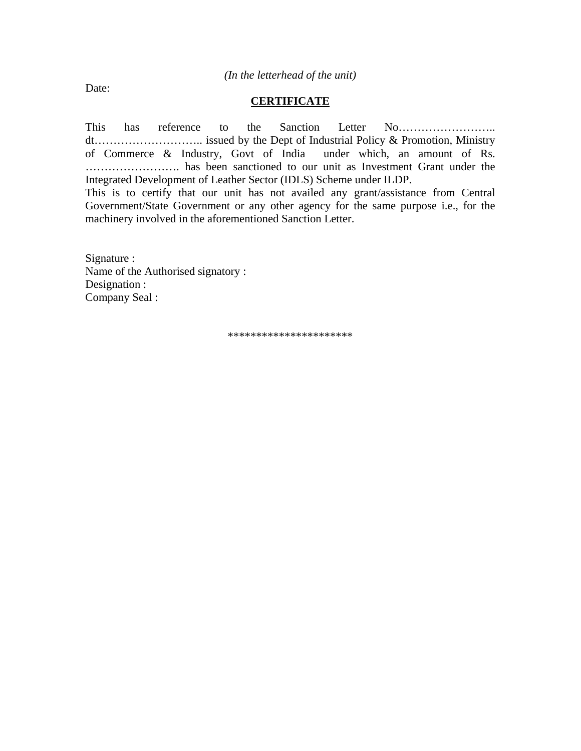*(In the letterhead of the unit)*

Date:

**CERTIFICATE**

This has reference to the Sanction Letter No…………………….. dt……………………….. issued by the Dept of Industrial Policy & Promotion, Ministry of Commerce & Industry, Govt of India under which, an amount of Rs. ……………………. has been sanctioned to our unit as Investment Grant under the Integrated Development of Leather Sector (IDLS) Scheme under ILDP.

This is to certify that our unit has not availed any grant/assistance from Central Government/State Government or any other agency for the same purpose i.e., for the machinery involved in the aforementioned Sanction Letter.

Signature :
Name of the Authorised signatory :
Designation :
Company Seal :

*********************